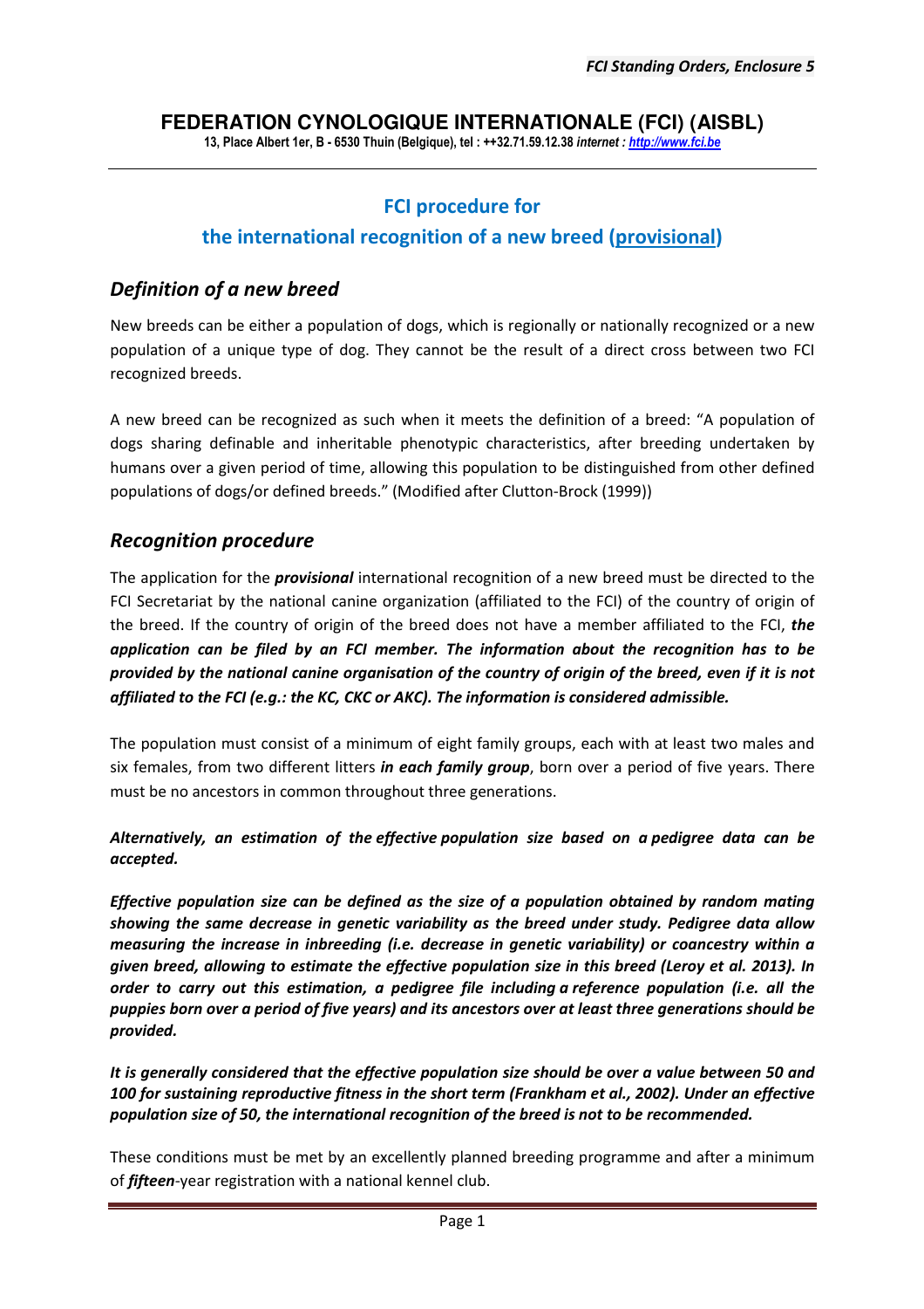# FEDERATION CYNOLOGIQUE INTERNATIONALE (FCI) (AISBL)

13, Place Albert 1er, B - 6530 Thuin (Belgique), tel : ++32.71.59.12.38 *internet : http://www.fci.be*

## FCI procedure for the international recognition of a new breed (provisional)

### *Definition of a new breed*

New breeds can be either a population of dogs, which is regionally or nationally recognized or a new population of a unique type of dog. They cannot be the result of a direct cross between two FCI recognized breeds.

A new breed can be recognized as such when it meets the definition of a breed: "A population of dogs sharing definable and inheritable phenotypic characteristics, after breeding undertaken by humans over a given period of time, allowing this population to be distinguished from other defined populations of dogs/or defined breeds." (Modified after Clutton-Brock (1999))

### *Recognition procedure*

The application for the ***provisional*** international recognition of a new breed must be directed to the FCI Secretariat by the national canine organization (affiliated to the FCI) of the country of origin of the breed. If the country of origin of the breed does not have a member affiliated to the FCI, ***the application can be filed by an FCI member. The information about the recognition has to be provided by the national canine organisation of the country of origin of the breed, even if it is not affiliated to the FCI (e.g.: the KC, CKC or AKC). The information is considered admissible.***

The population must consist of a minimum of eight family groups, each with at least two males and six females, from two different litters ***in each family group***, born over a period of five years. There must be no ancestors in common throughout three generations.

***Alternatively, an estimation of the effective population size based on a pedigree data can be accepted.***

***Effective population size can be defined as the size of a population obtained by random mating showing the same decrease in genetic variability as the breed under study. Pedigree data allow measuring the increase in inbreeding (i.e. decrease in genetic variability) or coancestry within a given breed, allowing to estimate the effective population size in this breed (Leroy et al. 2013). In order to carry out this estimation, a pedigree file including a reference population (i.e. all the puppies born over a period of five years) and its ancestors over at least three generations should be provided.***

***It is generally considered that the effective population size should be over a value between 50 and 100 for sustaining reproductive fitness in the short term (Frankham et al., 2002). Under an effective population size of 50, the international recognition of the breed is not to be recommended.***

These conditions must be met by an excellently planned breeding programme and after a minimum of ***fifteen***-year registration with a national kennel club.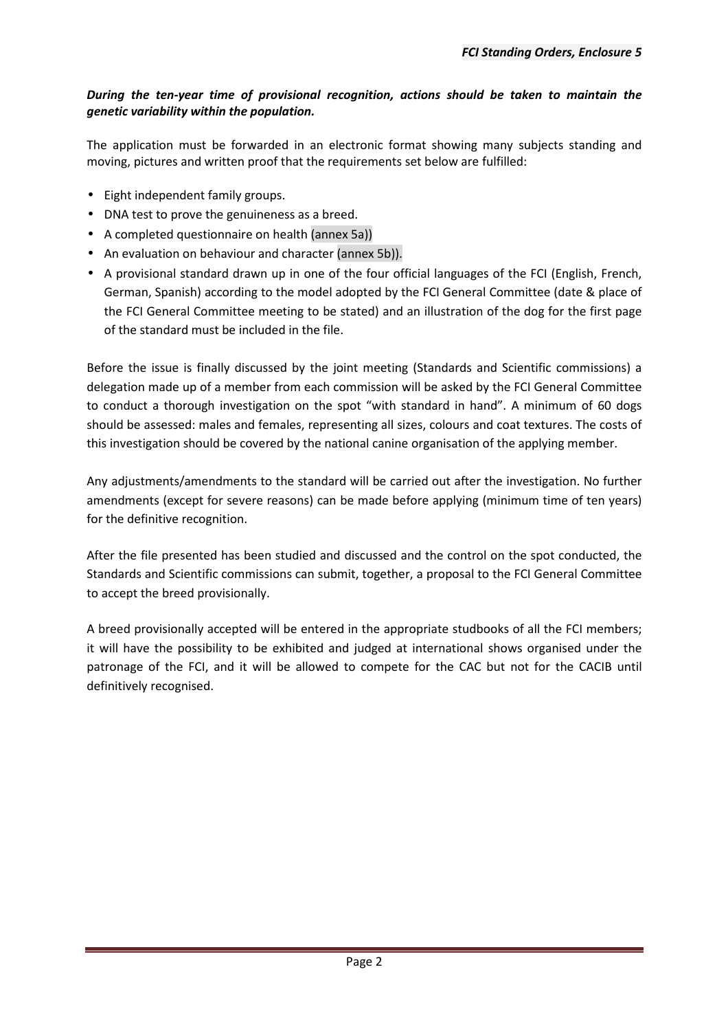***During the ten-year time of provisional recognition, actions should be taken to maintain the genetic variability within the population.***

The application must be forwarded in an electronic format showing many subjects standing and moving, pictures and written proof that the requirements set below are fulfilled:

- Eight independent family groups.
- DNA test to prove the genuineness as a breed.
- A completed questionnaire on health (annex 5a))
- An evaluation on behaviour and character (annex 5b)).
- A provisional standard drawn up in one of the four official languages of the FCI (English, French, German, Spanish) according to the model adopted by the FCI General Committee (date & place of the FCI General Committee meeting to be stated) and an illustration of the dog for the first page of the standard must be included in the file.

Before the issue is finally discussed by the joint meeting (Standards and Scientific commissions) a delegation made up of a member from each commission will be asked by the FCI General Committee to conduct a thorough investigation on the spot "with standard in hand". A minimum of 60 dogs should be assessed: males and females, representing all sizes, colours and coat textures. The costs of this investigation should be covered by the national canine organisation of the applying member.

Any adjustments/amendments to the standard will be carried out after the investigation. No further amendments (except for severe reasons) can be made before applying (minimum time of ten years) for the definitive recognition.

After the file presented has been studied and discussed and the control on the spot conducted, the Standards and Scientific commissions can submit, together, a proposal to the FCI General Committee to accept the breed provisionally.

A breed provisionally accepted will be entered in the appropriate studbooks of all the FCI members; it will have the possibility to be exhibited and judged at international shows organised under the patronage of the FCI, and it will be allowed to compete for the CAC but not for the CACIB until definitively recognised.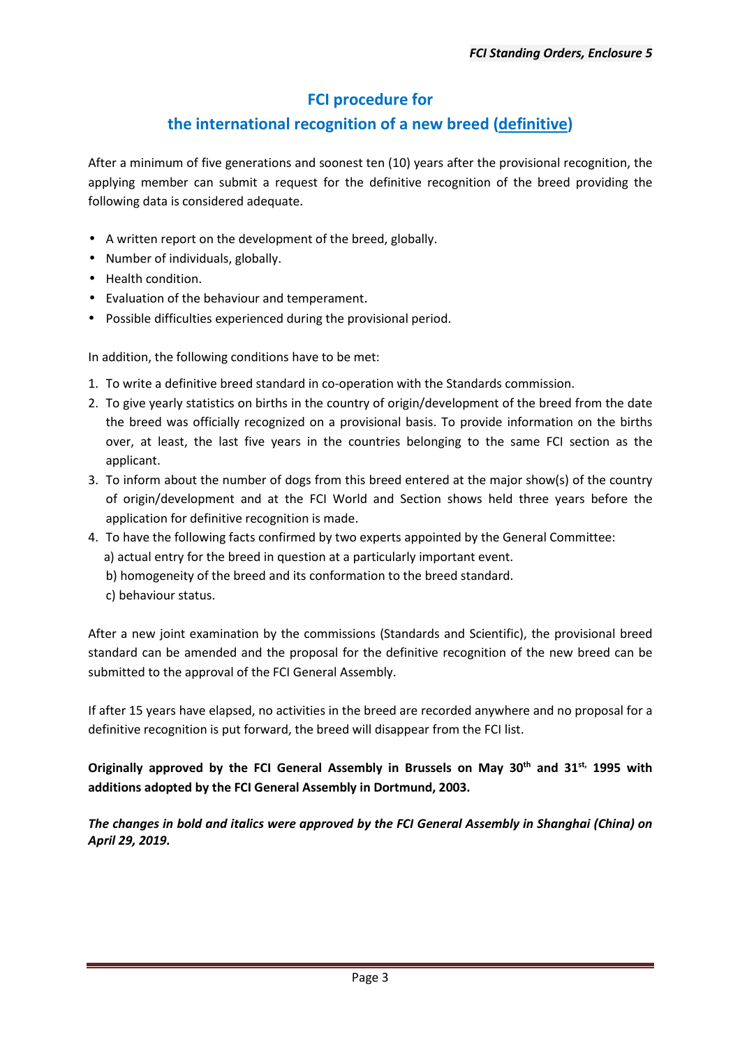# FCI procedure for the international recognition of a new breed (definitive)

After a minimum of five generations and soonest ten (10) years after the provisional recognition, the applying member can submit a request for the definitive recognition of the breed providing the following data is considered adequate.

- A written report on the development of the breed, globally.
- Number of individuals, globally.
- Health condition.
- Evaluation of the behaviour and temperament.
- Possible difficulties experienced during the provisional period.

In addition, the following conditions have to be met:

1. To write a definitive breed standard in co-operation with the Standards commission.
2. To give yearly statistics on births in the country of origin/development of the breed from the date the breed was officially recognized on a provisional basis. To provide information on the births over, at least, the last five years in the countries belonging to the same FCI section as the applicant.
3. To inform about the number of dogs from this breed entered at the major show(s) of the country of origin/development and at the FCI World and Section shows held three years before the application for definitive recognition is made.
4. To have the following facts confirmed by two experts appointed by the General Committee:
   a) actual entry for the breed in question at a particularly important event.
   b) homogeneity of the breed and its conformation to the breed standard.
   c) behaviour status.

After a new joint examination by the commissions (Standards and Scientific), the provisional breed standard can be amended and the proposal for the definitive recognition of the new breed can be submitted to the approval of the FCI General Assembly.

If after 15 years have elapsed, no activities in the breed are recorded anywhere and no proposal for a definitive recognition is put forward, the breed will disappear from the FCI list.

**Originally approved by the FCI General Assembly in Brussels on May 30th and 31st, 1995 with additions adopted by the FCI General Assembly in Dortmund, 2003.**

***The changes in bold and italics were approved by the FCI General Assembly in Shanghai (China) on April 29, 2019.***